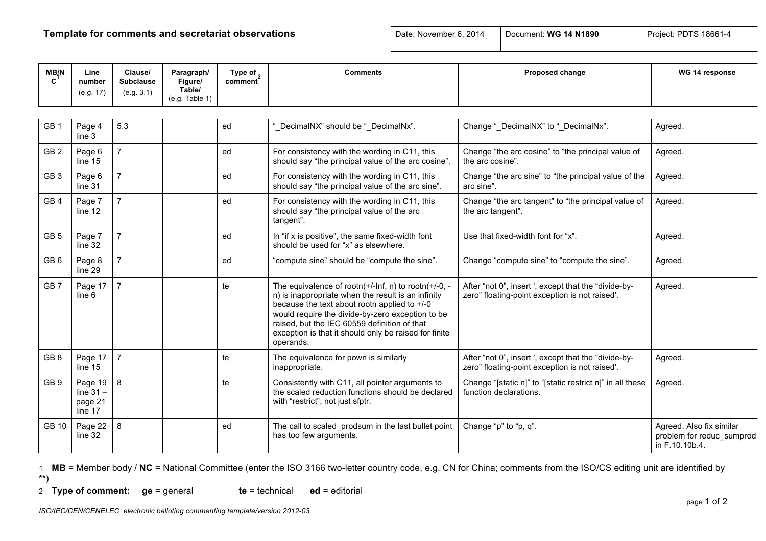## Template for comments and secretariat observations

| Date: November 6, 2014 | Document: **WG 14 N1890** | Project: PDTS 18661-4 |
|---|---|---|

| MB/NC[1] | Line number (e.g. 17) | Clause/ Subclause (e.g. 3.1) | Paragraph/ Figure/ Table/ (e.g. Table 1) | Type of comment[2] | Comments | Proposed change | WG 14 response |
|---|---|---|---|---|---|---|---|
| GB 1 | Page 4 line 3 | 5.3 | | ed | "_DecimalNX" should be "_DecimalNx". | Change "_DecimalNX" to "_DecimalNx". | Agreed. |
| GB 2 | Page 6 line 15 | 7 | | ed | For consistency with the wording in C11, this should say "the principal value of the arc cosine". | Change "the arc cosine" to "the principal value of the arc cosine". | Agreed. |
| GB 3 | Page 6 line 31 | 7 | | ed | For consistency with the wording in C11, this should say "the principal value of the arc sine". | Change "the arc sine" to "the principal value of the arc sine". | Agreed. |
| GB 4 | Page 7 line 12 | 7 | | ed | For consistency with the wording in C11, this should say "the principal value of the arc tangent". | Change "the arc tangent" to "the principal value of the arc tangent". | Agreed. |
| GB 5 | Page 7 line 32 | 7 | | ed | In "if x is positive", the same fixed-width font should be used for "x" as elsewhere. | Use that fixed-width font for "x". | Agreed. |
| GB 6 | Page 8 line 29 | 7 | | ed | "compute sine" should be "compute the sine". | Change "compute sine" to "compute the sine". | Agreed. |
| GB 7 | Page 17 line 6 | 7 | | te | The equivalence of rootn(+/-Inf, n) to rootn(+/-0, -n) is inappropriate when the result is an infinity because the text about rootn applied to +/-0 would require the divide-by-zero exception to be raised, but the IEC 60559 definition of that exception is that it should only be raised for finite operands. | After "not 0", insert ', except that the "divide-by-zero" floating-point exception is not raised'. | Agreed. |
| GB 8 | Page 17 line 15 | 7 | | te | The equivalence for pown is similarly inappropriate. | After "not 0", insert ', except that the "divide-by-zero" floating-point exception is not raised'. | Agreed. |
| GB 9 | Page 19 line 31 – page 21 line 17 | 8 | | te | Consistently with C11, all pointer arguments to the scaled reduction functions should be declared with "restrict", not just sfptr. | Change "[static n]" to "[static restrict n]" in all these function declarations. | Agreed. |
| GB 10 | Page 22 line 32 | 8 | | ed | The call to scaled_prodsum in the last bullet point has too few arguments. | Change "p" to "p, q". | Agreed. Also fix similar problem for reduc_sumprod in F.10.10b.4. |

1 **MB** = Member body / **NC** = National Committee (enter the ISO 3166 two-letter country code, e.g. CN for China; comments from the ISO/CS editing unit are identified by **)

2 **Type of comment:** **ge** = general **te** = technical **ed** = editorial

*ISO/IEC/CEN/CENELEC electronic balloting commenting template/version 2012-03*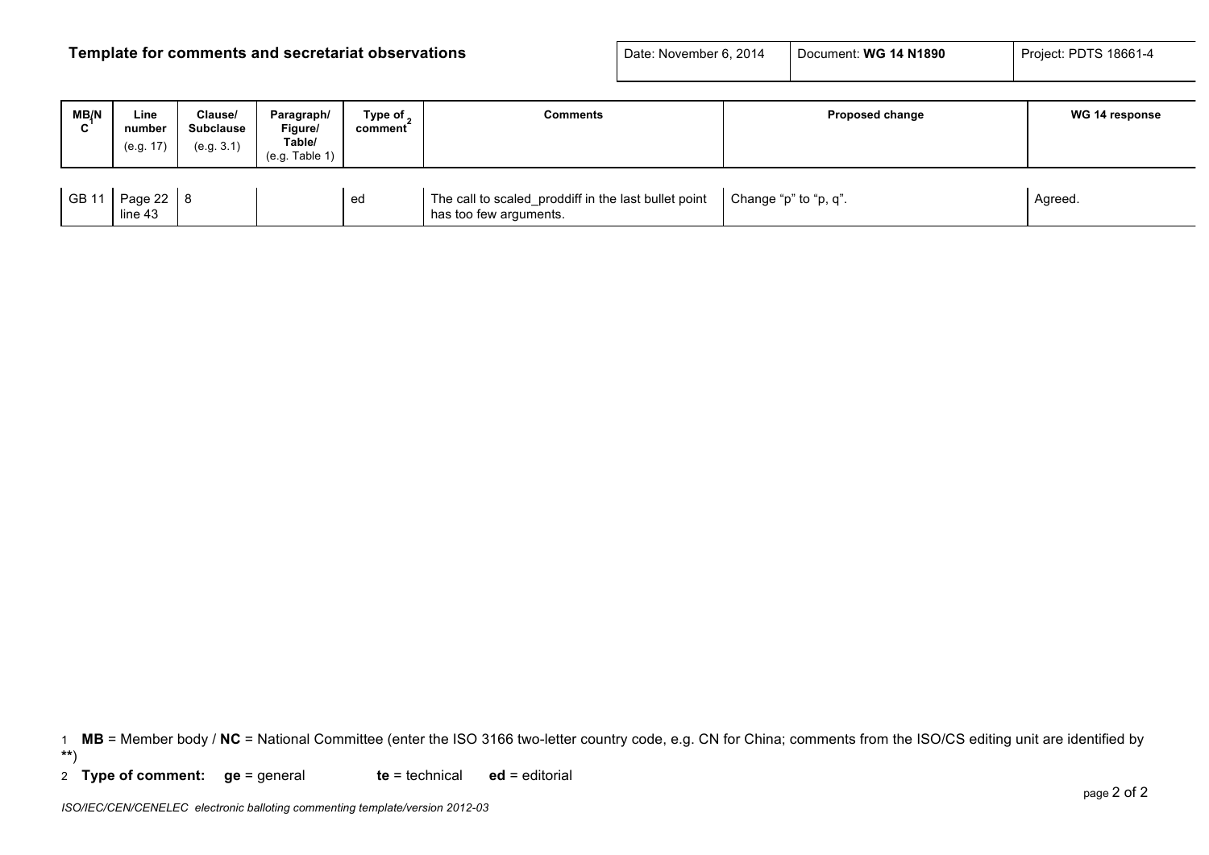**Template for comments and secretariat observations**

| Date: November 6, 2014 | Document: **WG 14 N1890** | Project: PDTS 18661-4 |
|---|---|---|

| MB/NC[1] | Line number (e.g. 17) | Clause/ Subclause (e.g. 3.1) | Paragraph/ Figure/ Table/ (e.g. Table 1) | Type of comment[2] | Comments | Proposed change | WG 14 response |
|---|---|---|---|---|---|---|---|
| GB 11 | Page 22 line 43 | 8 | | ed | The call to scaled_proddiff in the last bullet point has too few arguments. | Change "p" to "p, q". | Agreed. |

1 **MB** = Member body / **NC** = National Committee (enter the ISO 3166 two-letter country code, e.g. CN for China; comments from the ISO/CS editing unit are identified by **)

2 **Type of comment:** **ge** = general **te** = technical **ed** = editorial

*ISO/IEC/CEN/CENELEC electronic balloting commenting template/version 2012-03*